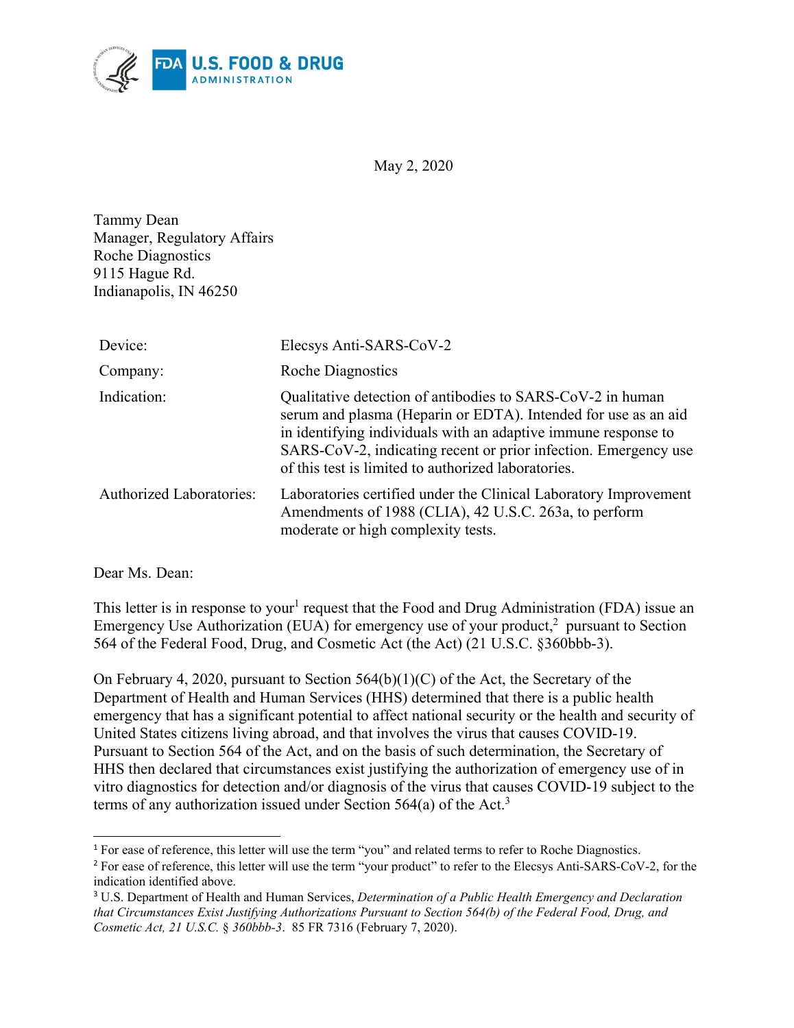May 2, 2020

Tammy Dean
Manager, Regulatory Affairs
Roche Diagnostics
9115 Hague Rd.
Indianapolis, IN 46250

| | |
|---|---|
| Device: | Elecsys Anti-SARS-CoV-2 |
| Company: | Roche Diagnostics |
| Indication: | Qualitative detection of antibodies to SARS-CoV-2 in human serum and plasma (Heparin or EDTA). Intended for use as an aid in identifying individuals with an adaptive immune response to SARS-CoV-2, indicating recent or prior infection. Emergency use of this test is limited to authorized laboratories. |
| Authorized Laboratories: | Laboratories certified under the Clinical Laboratory Improvement Amendments of 1988 (CLIA), 42 U.S.C. 263a, to perform moderate or high complexity tests. |

Dear Ms. Dean:

This letter is in response to your[1] request that the Food and Drug Administration (FDA) issue an Emergency Use Authorization (EUA) for emergency use of your product,[2] pursuant to Section 564 of the Federal Food, Drug, and Cosmetic Act (the Act) (21 U.S.C. §360bbb-3).

On February 4, 2020, pursuant to Section 564(b)(1)(C) of the Act, the Secretary of the Department of Health and Human Services (HHS) determined that there is a public health emergency that has a significant potential to affect national security or the health and security of United States citizens living abroad, and that involves the virus that causes COVID-19. Pursuant to Section 564 of the Act, and on the basis of such determination, the Secretary of HHS then declared that circumstances exist justifying the authorization of emergency use of in vitro diagnostics for detection and/or diagnosis of the virus that causes COVID-19 subject to the terms of any authorization issued under Section 564(a) of the Act.[3]

---

[1] For ease of reference, this letter will use the term "you" and related terms to refer to Roche Diagnostics.

[2] For ease of reference, this letter will use the term "your product" to refer to the Elecsys Anti-SARS-CoV-2, for the indication identified above.

[3] U.S. Department of Health and Human Services, *Determination of a Public Health Emergency and Declaration that Circumstances Exist Justifying Authorizations Pursuant to Section 564(b) of the Federal Food, Drug, and Cosmetic Act, 21 U.S.C. § 360bbb-3*. 85 FR 7316 (February 7, 2020).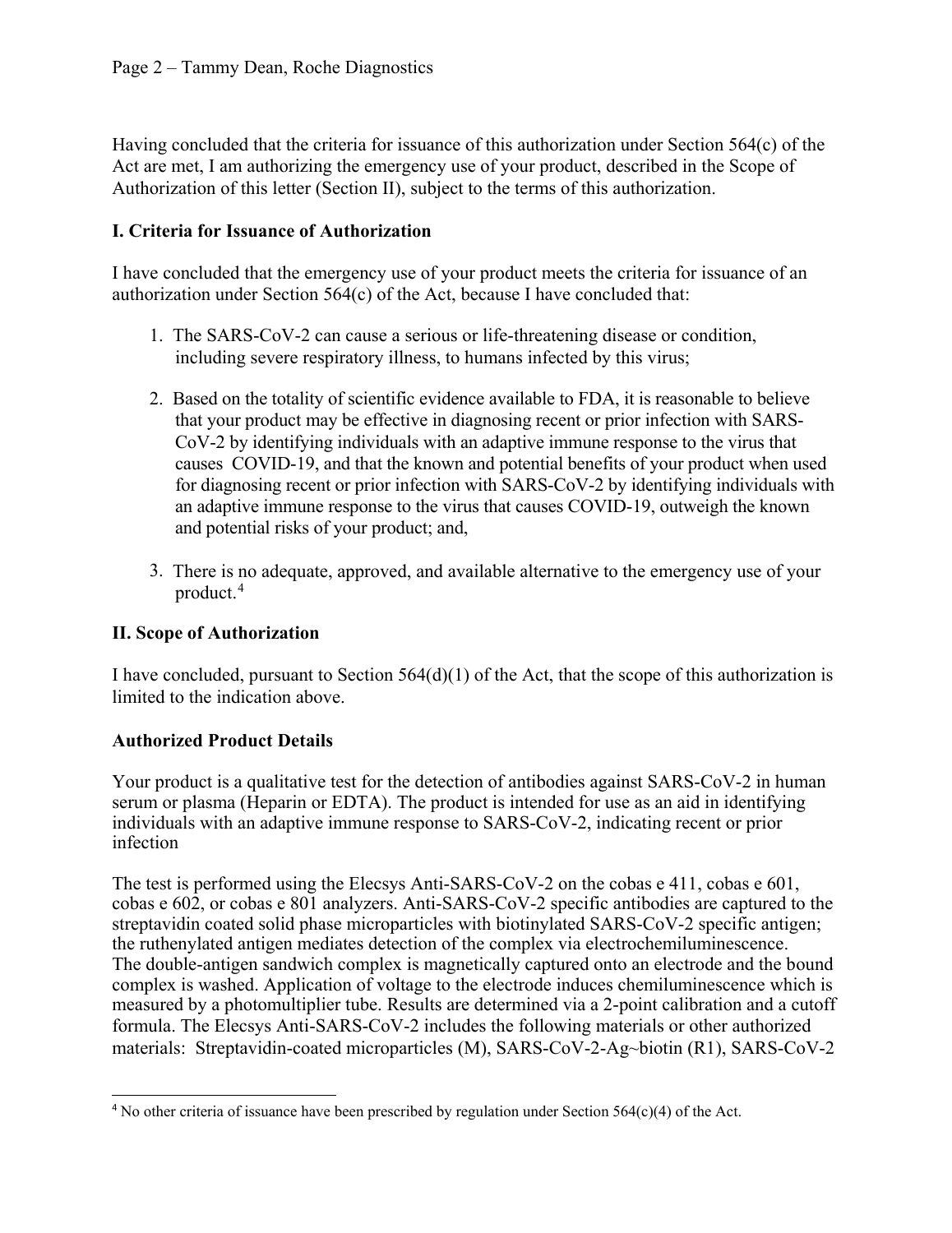Having concluded that the criteria for issuance of this authorization under Section 564(c) of the Act are met, I am authorizing the emergency use of your product, described in the Scope of Authorization of this letter (Section II), subject to the terms of this authorization.

## I. Criteria for Issuance of Authorization

I have concluded that the emergency use of your product meets the criteria for issuance of an authorization under Section 564(c) of the Act, because I have concluded that:

1. The SARS-CoV-2 can cause a serious or life-threatening disease or condition, including severe respiratory illness, to humans infected by this virus;

2. Based on the totality of scientific evidence available to FDA, it is reasonable to believe that your product may be effective in diagnosing recent or prior infection with SARS-CoV-2 by identifying individuals with an adaptive immune response to the virus that causes COVID-19, and that the known and potential benefits of your product when used for diagnosing recent or prior infection with SARS-CoV-2 by identifying individuals with an adaptive immune response to the virus that causes COVID-19, outweigh the known and potential risks of your product; and,

3. There is no adequate, approved, and available alternative to the emergency use of your product.[4]

## II. Scope of Authorization

I have concluded, pursuant to Section 564(d)(1) of the Act, that the scope of this authorization is limited to the indication above.

### Authorized Product Details

Your product is a qualitative test for the detection of antibodies against SARS-CoV-2 in human serum or plasma (Heparin or EDTA). The product is intended for use as an aid in identifying individuals with an adaptive immune response to SARS-CoV-2, indicating recent or prior infection

The test is performed using the Elecsys Anti-SARS-CoV-2 on the cobas e 411, cobas e 601, cobas e 602, or cobas e 801 analyzers. Anti-SARS-CoV-2 specific antibodies are captured to the streptavidin coated solid phase microparticles with biotinylated SARS-CoV-2 specific antigen; the ruthenylated antigen mediates detection of the complex via electrochemiluminescence. The double-antigen sandwich complex is magnetically captured onto an electrode and the bound complex is washed. Application of voltage to the electrode induces chemiluminescence which is measured by a photomultiplier tube. Results are determined via a 2-point calibration and a cutoff formula. The Elecsys Anti-SARS-CoV-2 includes the following materials or other authorized materials: Streptavidin-coated microparticles (M), SARS-CoV-2-Ag~biotin (R1), SARS-CoV-2

---

[4] No other criteria of issuance have been prescribed by regulation under Section 564(c)(4) of the Act.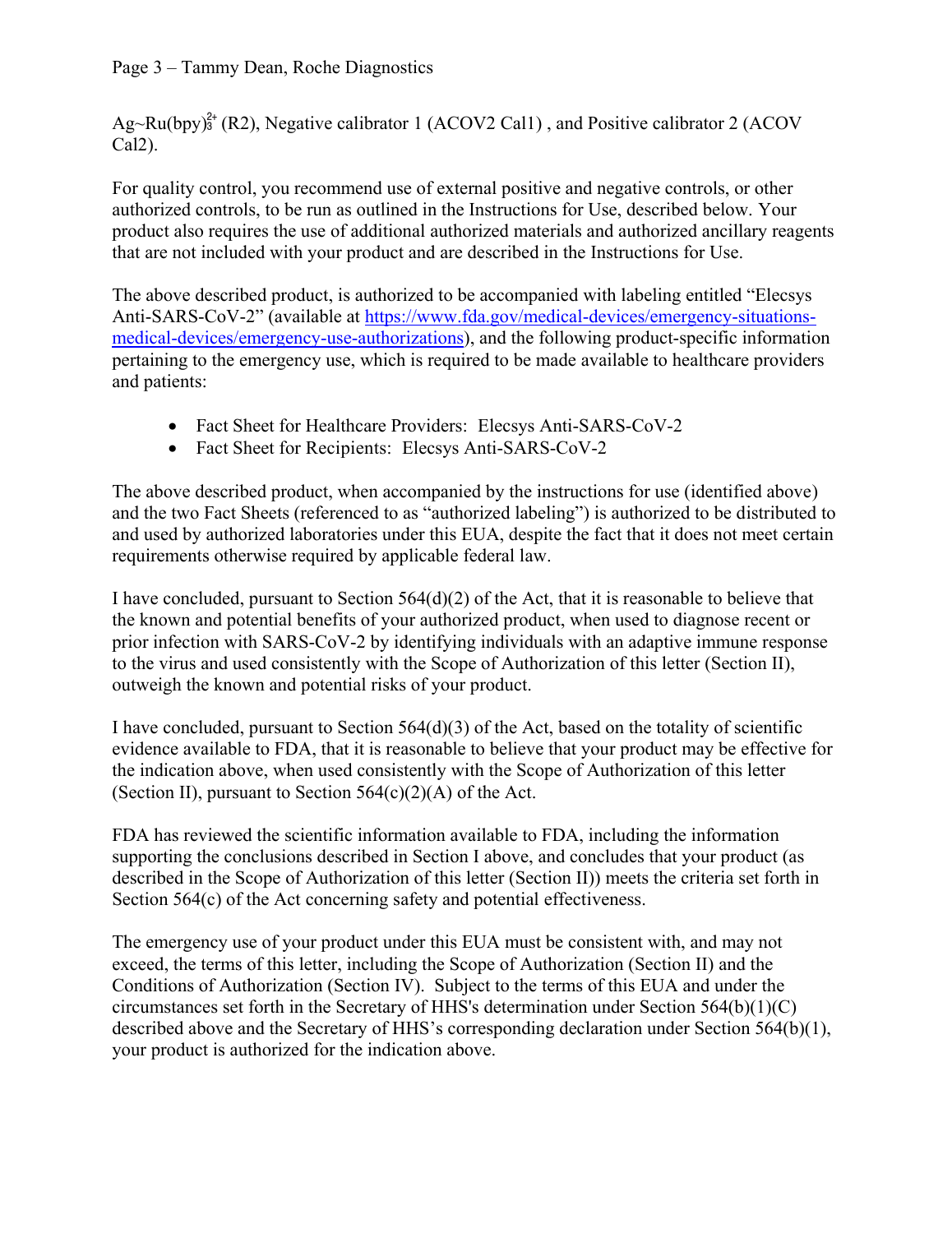Ag~Ru(bpy)$_3^{2+}$ (R2), Negative calibrator 1 (ACOV2 Cal1) , and Positive calibrator 2 (ACOV Cal2).

For quality control, you recommend use of external positive and negative controls, or other authorized controls, to be run as outlined in the Instructions for Use, described below. Your product also requires the use of additional authorized materials and authorized ancillary reagents that are not included with your product and are described in the Instructions for Use.

The above described product, is authorized to be accompanied with labeling entitled "Elecsys Anti-SARS-CoV-2" (available at https://www.fda.gov/medical-devices/emergency-situations-medical-devices/emergency-use-authorizations), and the following product-specific information pertaining to the emergency use, which is required to be made available to healthcare providers and patients:

- Fact Sheet for Healthcare Providers: Elecsys Anti-SARS-CoV-2
- Fact Sheet for Recipients: Elecsys Anti-SARS-CoV-2

The above described product, when accompanied by the instructions for use (identified above) and the two Fact Sheets (referenced to as "authorized labeling") is authorized to be distributed to and used by authorized laboratories under this EUA, despite the fact that it does not meet certain requirements otherwise required by applicable federal law.

I have concluded, pursuant to Section 564(d)(2) of the Act, that it is reasonable to believe that the known and potential benefits of your authorized product, when used to diagnose recent or prior infection with SARS-CoV-2 by identifying individuals with an adaptive immune response to the virus and used consistently with the Scope of Authorization of this letter (Section II), outweigh the known and potential risks of your product.

I have concluded, pursuant to Section 564(d)(3) of the Act, based on the totality of scientific evidence available to FDA, that it is reasonable to believe that your product may be effective for the indication above, when used consistently with the Scope of Authorization of this letter (Section II), pursuant to Section 564(c)(2)(A) of the Act.

FDA has reviewed the scientific information available to FDA, including the information supporting the conclusions described in Section I above, and concludes that your product (as described in the Scope of Authorization of this letter (Section II)) meets the criteria set forth in Section 564(c) of the Act concerning safety and potential effectiveness.

The emergency use of your product under this EUA must be consistent with, and may not exceed, the terms of this letter, including the Scope of Authorization (Section II) and the Conditions of Authorization (Section IV). Subject to the terms of this EUA and under the circumstances set forth in the Secretary of HHS's determination under Section 564(b)(1)(C) described above and the Secretary of HHS's corresponding declaration under Section 564(b)(1), your product is authorized for the indication above.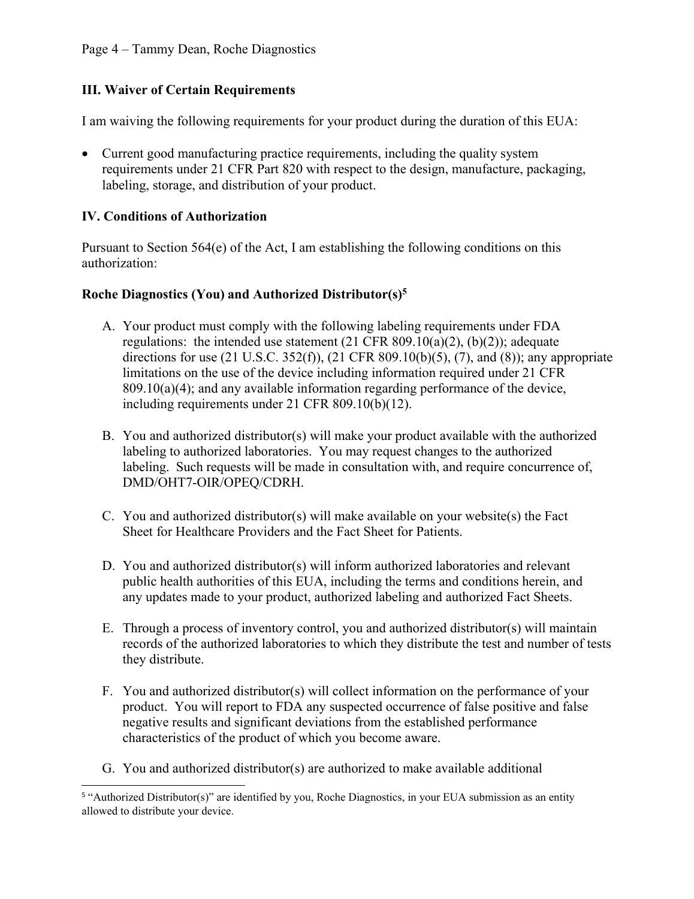### III. Waiver of Certain Requirements

I am waiving the following requirements for your product during the duration of this EUA:

- Current good manufacturing practice requirements, including the quality system requirements under 21 CFR Part 820 with respect to the design, manufacture, packaging, labeling, storage, and distribution of your product.

### IV. Conditions of Authorization

Pursuant to Section 564(e) of the Act, I am establishing the following conditions on this authorization:

**Roche Diagnostics (You) and Authorized Distributor(s)[5]**

A. Your product must comply with the following labeling requirements under FDA regulations: the intended use statement (21 CFR 809.10(a)(2), (b)(2)); adequate directions for use (21 U.S.C. 352(f)), (21 CFR 809.10(b)(5), (7), and (8)); any appropriate limitations on the use of the device including information required under 21 CFR 809.10(a)(4); and any available information regarding performance of the device, including requirements under 21 CFR 809.10(b)(12).

B. You and authorized distributor(s) will make your product available with the authorized labeling to authorized laboratories. You may request changes to the authorized labeling. Such requests will be made in consultation with, and require concurrence of, DMD/OHT7-OIR/OPEQ/CDRH.

C. You and authorized distributor(s) will make available on your website(s) the Fact Sheet for Healthcare Providers and the Fact Sheet for Patients.

D. You and authorized distributor(s) will inform authorized laboratories and relevant public health authorities of this EUA, including the terms and conditions herein, and any updates made to your product, authorized labeling and authorized Fact Sheets.

E. Through a process of inventory control, you and authorized distributor(s) will maintain records of the authorized laboratories to which they distribute the test and number of tests they distribute.

F. You and authorized distributor(s) will collect information on the performance of your product. You will report to FDA any suspected occurrence of false positive and false negative results and significant deviations from the established performance characteristics of the product of which you become aware.

G. You and authorized distributor(s) are authorized to make available additional

---

[5] "Authorized Distributor(s)" are identified by you, Roche Diagnostics, in your EUA submission as an entity allowed to distribute your device.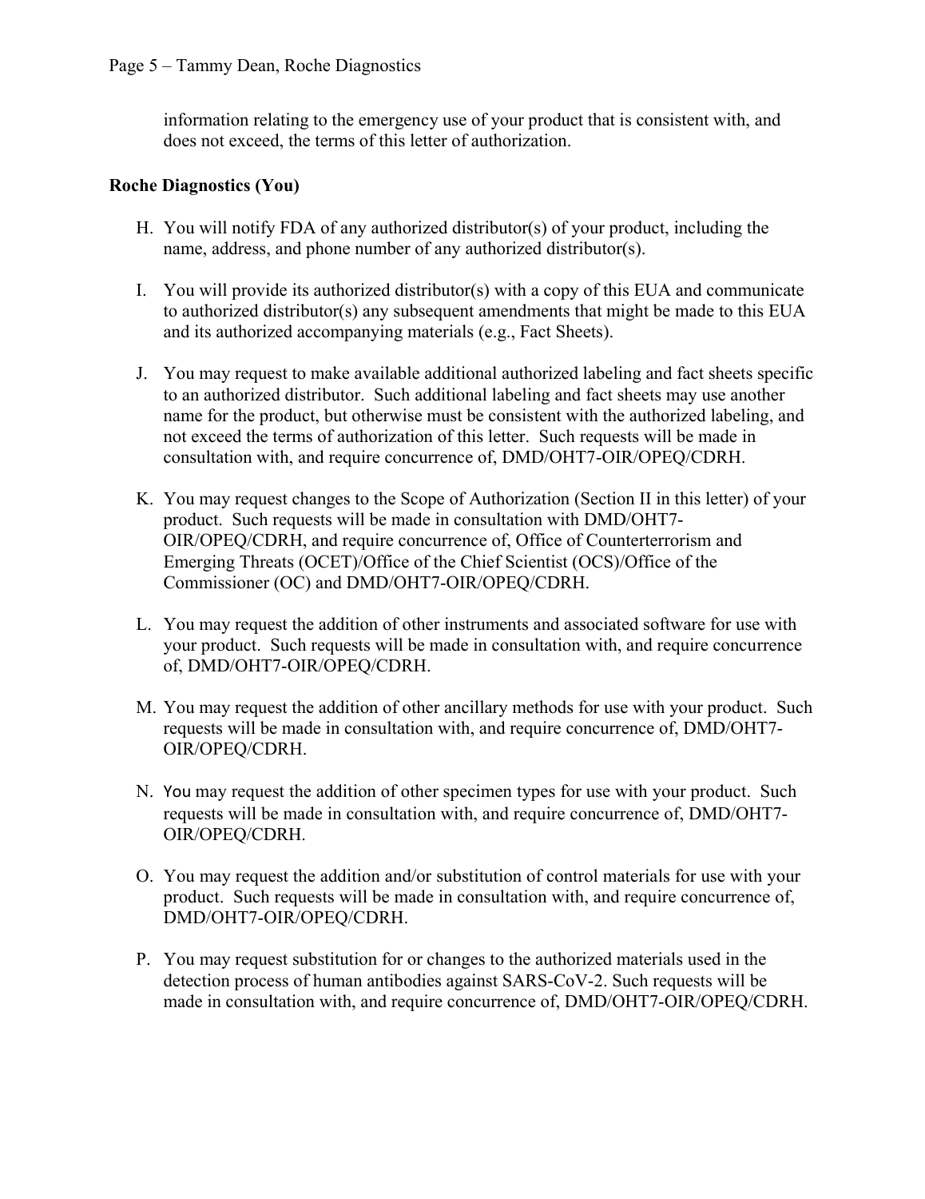information relating to the emergency use of your product that is consistent with, and does not exceed, the terms of this letter of authorization.

**Roche Diagnostics (You)**

H. You will notify FDA of any authorized distributor(s) of your product, including the name, address, and phone number of any authorized distributor(s).

I. You will provide its authorized distributor(s) with a copy of this EUA and communicate to authorized distributor(s) any subsequent amendments that might be made to this EUA and its authorized accompanying materials (e.g., Fact Sheets).

J. You may request to make available additional authorized labeling and fact sheets specific to an authorized distributor. Such additional labeling and fact sheets may use another name for the product, but otherwise must be consistent with the authorized labeling, and not exceed the terms of authorization of this letter. Such requests will be made in consultation with, and require concurrence of, DMD/OHT7-OIR/OPEQ/CDRH.

K. You may request changes to the Scope of Authorization (Section II in this letter) of your product. Such requests will be made in consultation with DMD/OHT7-OIR/OPEQ/CDRH, and require concurrence of, Office of Counterterrorism and Emerging Threats (OCET)/Office of the Chief Scientist (OCS)/Office of the Commissioner (OC) and DMD/OHT7-OIR/OPEQ/CDRH.

L. You may request the addition of other instruments and associated software for use with your product. Such requests will be made in consultation with, and require concurrence of, DMD/OHT7-OIR/OPEQ/CDRH.

M. You may request the addition of other ancillary methods for use with your product. Such requests will be made in consultation with, and require concurrence of, DMD/OHT7-OIR/OPEQ/CDRH.

N. You may request the addition of other specimen types for use with your product. Such requests will be made in consultation with, and require concurrence of, DMD/OHT7-OIR/OPEQ/CDRH.

O. You may request the addition and/or substitution of control materials for use with your product. Such requests will be made in consultation with, and require concurrence of, DMD/OHT7-OIR/OPEQ/CDRH.

P. You may request substitution for or changes to the authorized materials used in the detection process of human antibodies against SARS-CoV-2. Such requests will be made in consultation with, and require concurrence of, DMD/OHT7-OIR/OPEQ/CDRH.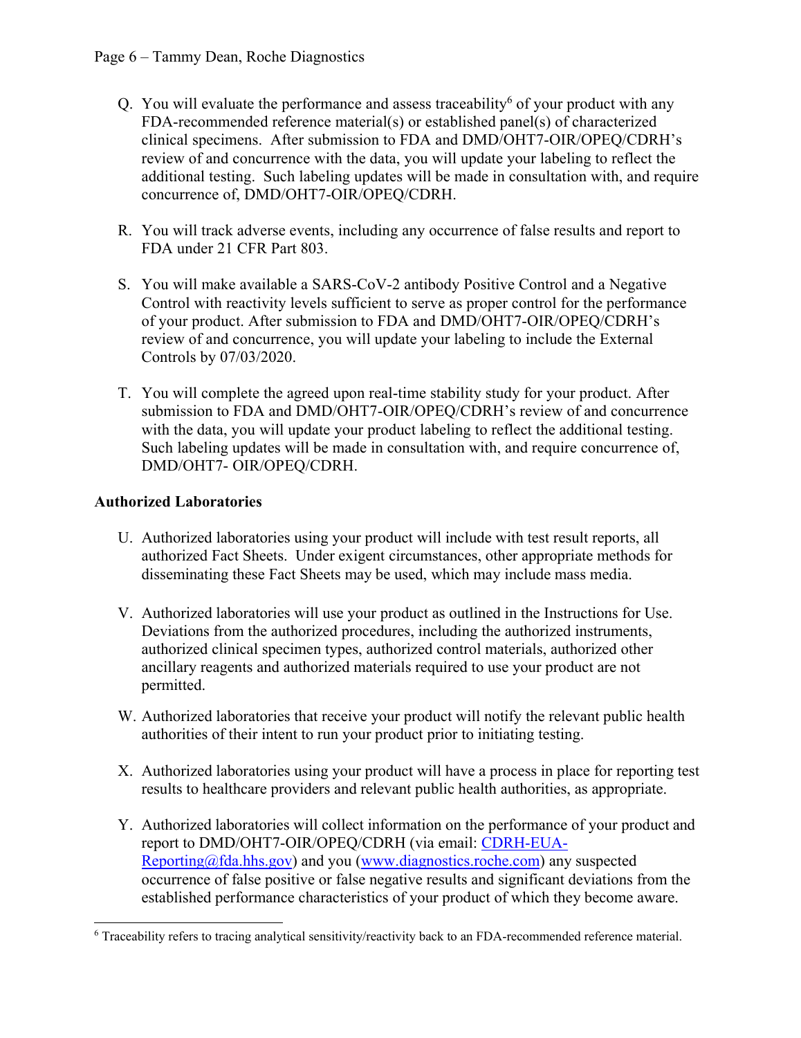Q. You will evaluate the performance and assess traceability[6] of your product with any FDA-recommended reference material(s) or established panel(s) of characterized clinical specimens. After submission to FDA and DMD/OHT7-OIR/OPEQ/CDRH's review of and concurrence with the data, you will update your labeling to reflect the additional testing. Such labeling updates will be made in consultation with, and require concurrence of, DMD/OHT7-OIR/OPEQ/CDRH.

R. You will track adverse events, including any occurrence of false results and report to FDA under 21 CFR Part 803.

S. You will make available a SARS-CoV-2 antibody Positive Control and a Negative Control with reactivity levels sufficient to serve as proper control for the performance of your product. After submission to FDA and DMD/OHT7-OIR/OPEQ/CDRH's review of and concurrence, you will update your labeling to include the External Controls by 07/03/2020.

T. You will complete the agreed upon real-time stability study for your product. After submission to FDA and DMD/OHT7-OIR/OPEQ/CDRH's review of and concurrence with the data, you will update your product labeling to reflect the additional testing. Such labeling updates will be made in consultation with, and require concurrence of, DMD/OHT7- OIR/OPEQ/CDRH.

**Authorized Laboratories**

U. Authorized laboratories using your product will include with test result reports, all authorized Fact Sheets. Under exigent circumstances, other appropriate methods for disseminating these Fact Sheets may be used, which may include mass media.

V. Authorized laboratories will use your product as outlined in the Instructions for Use. Deviations from the authorized procedures, including the authorized instruments, authorized clinical specimen types, authorized control materials, authorized other ancillary reagents and authorized materials required to use your product are not permitted.

W. Authorized laboratories that receive your product will notify the relevant public health authorities of their intent to run your product prior to initiating testing.

X. Authorized laboratories using your product will have a process in place for reporting test results to healthcare providers and relevant public health authorities, as appropriate.

Y. Authorized laboratories will collect information on the performance of your product and report to DMD/OHT7-OIR/OPEQ/CDRH (via email: CDRH-EUA-Reporting@fda.hhs.gov) and you (www.diagnostics.roche.com) any suspected occurrence of false positive or false negative results and significant deviations from the established performance characteristics of your product of which they become aware.

---

[6] Traceability refers to tracing analytical sensitivity/reactivity back to an FDA-recommended reference material.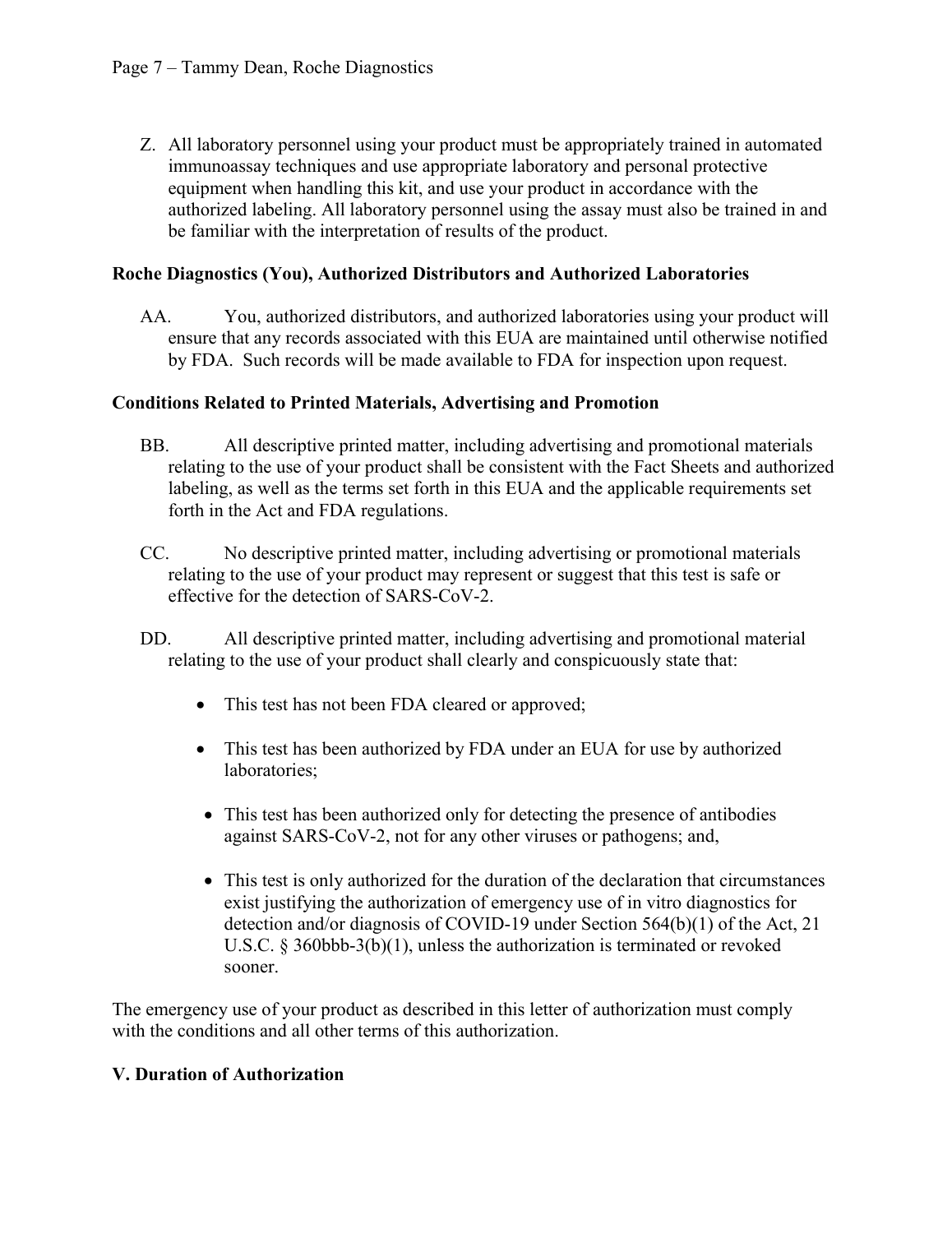Z. All laboratory personnel using your product must be appropriately trained in automated immunoassay techniques and use appropriate laboratory and personal protective equipment when handling this kit, and use your product in accordance with the authorized labeling. All laboratory personnel using the assay must also be trained in and be familiar with the interpretation of results of the product.

**Roche Diagnostics (You), Authorized Distributors and Authorized Laboratories**

AA. You, authorized distributors, and authorized laboratories using your product will ensure that any records associated with this EUA are maintained until otherwise notified by FDA. Such records will be made available to FDA for inspection upon request.

**Conditions Related to Printed Materials, Advertising and Promotion**

BB. All descriptive printed matter, including advertising and promotional materials relating to the use of your product shall be consistent with the Fact Sheets and authorized labeling, as well as the terms set forth in this EUA and the applicable requirements set forth in the Act and FDA regulations.

CC. No descriptive printed matter, including advertising or promotional materials relating to the use of your product may represent or suggest that this test is safe or effective for the detection of SARS-CoV-2.

DD. All descriptive printed matter, including advertising and promotional material relating to the use of your product shall clearly and conspicuously state that:

- This test has not been FDA cleared or approved;
- This test has been authorized by FDA under an EUA for use by authorized laboratories;
- This test has been authorized only for detecting the presence of antibodies against SARS-CoV-2, not for any other viruses or pathogens; and,
- This test is only authorized for the duration of the declaration that circumstances exist justifying the authorization of emergency use of in vitro diagnostics for detection and/or diagnosis of COVID-19 under Section 564(b)(1) of the Act, 21 U.S.C. § 360bbb-3(b)(1), unless the authorization is terminated or revoked sooner.

The emergency use of your product as described in this letter of authorization must comply with the conditions and all other terms of this authorization.

**V. Duration of Authorization**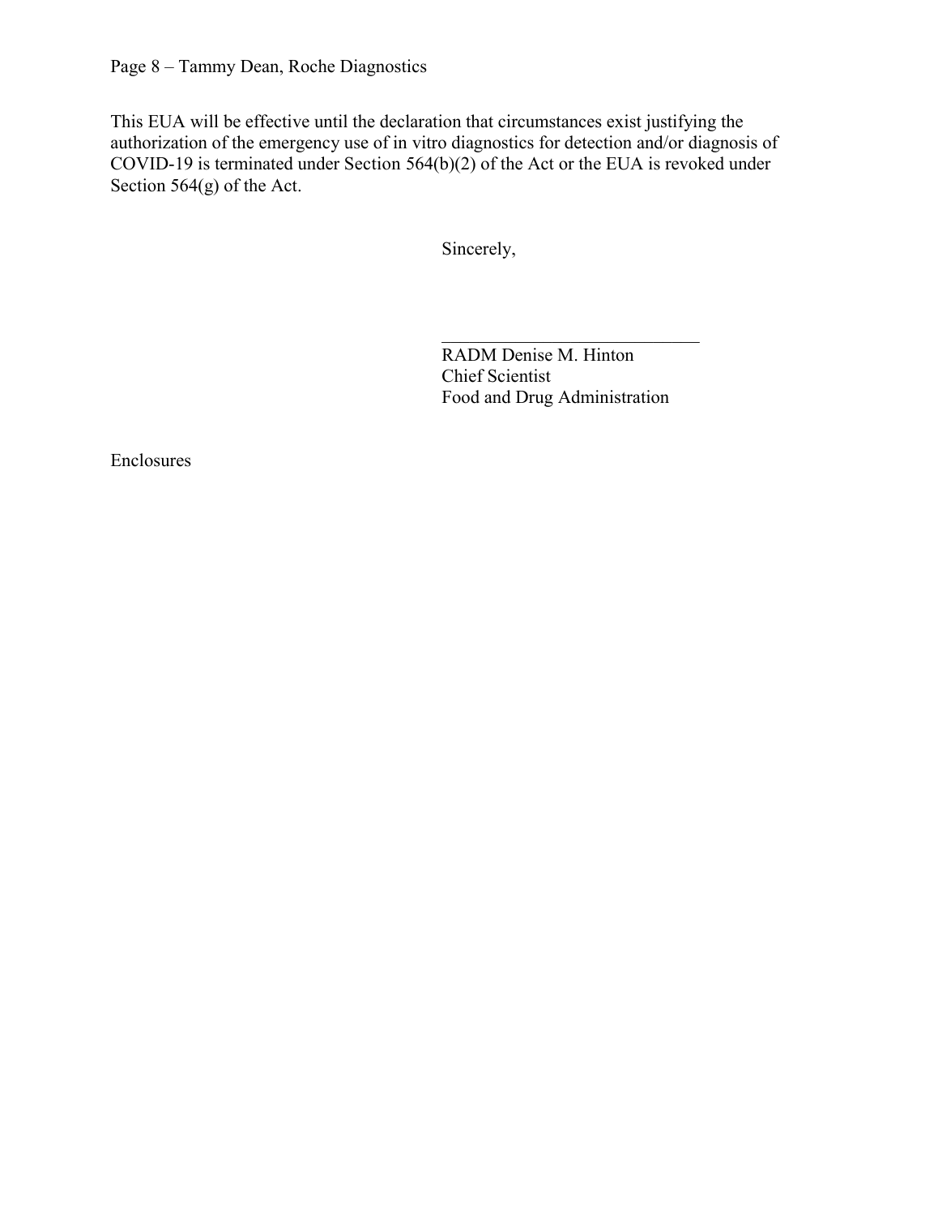This EUA will be effective until the declaration that circumstances exist justifying the authorization of the emergency use of in vitro diagnostics for detection and/or diagnosis of COVID-19 is terminated under Section 564(b)(2) of the Act or the EUA is revoked under Section 564(g) of the Act.

Sincerely,

\_\_\_\_\_\_\_\_\_\_\_\_\_\_\_\_\_\_\_\_\_\_\_\_\_\_\_\_\_\_

RADM Denise M. Hinton
Chief Scientist
Food and Drug Administration

Enclosures